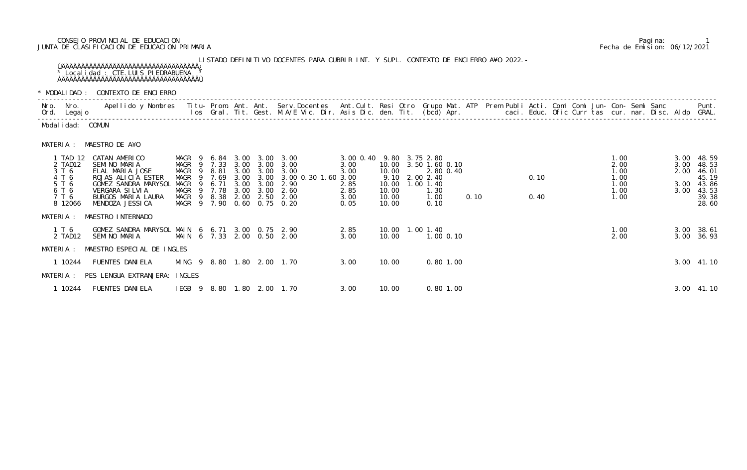CONSEJO PROVINCIAL DE EDUCACION
JUNTA DE CLASIFICACION DE EDUCACION PRIMARIA

Fecha de Emision: 06/12/2021

LISTADO DEFINITIVO DOCENTES PARA CUBRIR INT. Y SUPL. CONTEXTO DE ENCIERRO A¥O 2022.-

Localidad : CTE.LUIS PIEDRABUENA

\* MODALIDAD : CONTEXTO DE ENCIERRO

Modalidad: COMUN

MATERIA : MAESTRO DE A¥O

| Nro. Ord. | Nro. Legajo | Apellido y Nombres | Titu-los | Prom. Gral. | Ant. Tit. | Ant. Gest. | Serv.Docentes M.A/E Vic. Dir. | Ant.Cult. Asis Dic. | Resi den. | Otro Tit. | Grupo (bcd) | Mat. Apr. | ATP | Prem | Publi caci. | Acti. Educ. | Comi Ofic | Comi Curr | Jun-tas | Con-cur. | Semi nar. | Sanc Disc. | Aldp | Punt. GRAL. |
|---|---|---|---|---|---|---|---|---|---|---|---|---|---|---|---|---|---|---|---|---|---|---|---|---|
| 1 | TAD 12 | CATAN AMERICO | MAGR 9 | 6.84 | 3.00 | 3.00 | 3.00 | 3.00 0.40 | 9.80 | 3.75 | 2.80 | | | | | | | | | 1.00 | | | 3.00 | 48.59 |
| 2 | TAD12 | SEMINO MARIA | MAGR 9 | 7.33 | 3.00 | 3.00 | 3.00 | 3.00 | 10.00 | 3.50 | 1.60 | 0.10 | | | | | | | | 2.00 | | | 3.00 | 48.53 |
| 3 | T 6 | ELAL MARIA JOSE | MAGR 9 | 8.81 | 3.00 | 3.00 | 3.00 | 3.00 | 10.00 | | 2.80 | 0.40 | | | | | | | | 1.00 | | | 2.00 | 46.01 |
| 4 | T 6 | ROJAS ALICIA ESTER | MAGR 9 | 7.69 | 3.00 | 3.00 | 3.00 0.30 1.60 | 3.00 | 9.10 | 2.00 | 2.40 | | | | | 0.10 | | | | 1.00 | | | | 45.19 |
| 5 | T 6 | GOMEZ SANDRA MARYSOL | MAGR 9 | 6.71 | 3.00 | 3.00 | 2.90 | 2.85 | 10.00 | 1.00 | 1.40 | | | | | | | | | 1.00 | | | 3.00 | 43.86 |
| 6 | T 6 | VERGARA SILVIA | MAGR 9 | 7.78 | 3.00 | 3.00 | 2.60 | 2.85 | 10.00 | | 1.30 | | | | | | | | | 1.00 | | | 3.00 | 43.53 |
| 7 | T 6 | BURGOS MARIA LAURA | MAGR 9 | 8.38 | 2.00 | 2.50 | 2.00 | 3.00 | 10.00 | | 1.00 | | 0.10 | | | 0.40 | | | | 1.00 | | | | 39.38 |
| 8 | 12066 | MENDOZA JESSICA | MAGR 9 | 7.90 | 0.60 | 0.75 | 0.20 | 0.05 | 10.00 | | 0.10 | | | | | | | | | | | | | 28.60 |

MATERIA : MAESTRO INTERNADO

| Nro. Ord. | Nro. Legajo | Apellido y Nombres | Titu-los | Prom. Gral. | Ant. Tit. | Ant. Gest. | Serv.Docentes M.A/E Vic. Dir. | Ant.Cult. Asis Dic. | Resi den. | Otro Tit. | Grupo (bcd) | Mat. Apr. | Con-cur. | Aldp | Punt. GRAL. |
|---|---|---|---|---|---|---|---|---|---|---|---|---|---|---|---|
| 1 | T 6 | GOMEZ SANDRA MARYSOL | MAIN 6 | 6.71 | 3.00 | 0.75 | 2.90 | 2.85 | 10.00 | 1.00 | 1.40 | | 1.00 | 3.00 | 38.61 |
| 2 | TAD12 | SEMINO MARIA | MAIN 6 | 7.33 | 2.00 | 0.50 | 2.00 | 3.00 | 10.00 | | 1.00 | 0.10 | 2.00 | 3.00 | 36.93 |

MATERIA : MAESTRO ESPECIAL DE INGLES

| Nro. Ord. | Nro. Legajo | Apellido y Nombres | Titu-los | Prom. Gral. | Ant. Tit. | Ant. Gest. | Serv.Docentes M.A/E Vic. Dir. | Ant.Cult. Asis Dic. | Resi den. | Grupo (bcd) | Mat. Apr. | Aldp | Punt. GRAL. |
|---|---|---|---|---|---|---|---|---|---|---|---|---|---|
| 1 | 10244 | FUENTES DANIELA | MING 9 | 8.80 | 1.80 | 2.00 | 1.70 | 3.00 | 10.00 | 0.80 | 1.00 | 3.00 | 41.10 |

MATERIA : PES LENGUA EXTRANJERA: INGLES

| Nro. Ord. | Nro. Legajo | Apellido y Nombres | Titu-los | Prom. Gral. | Ant. Tit. | Ant. Gest. | Serv.Docentes M.A/E Vic. Dir. | Ant.Cult. Asis Dic. | Resi den. | Grupo (bcd) | Mat. Apr. | Aldp | Punt. GRAL. |
|---|---|---|---|---|---|---|---|---|---|---|---|---|---|
| 1 | 10244 | FUENTES DANIELA | IEGB 9 | 8.80 | 1.80 | 2.00 | 1.70 | 3.00 | 10.00 | 0.80 | 1.00 | 3.00 | 41.10 |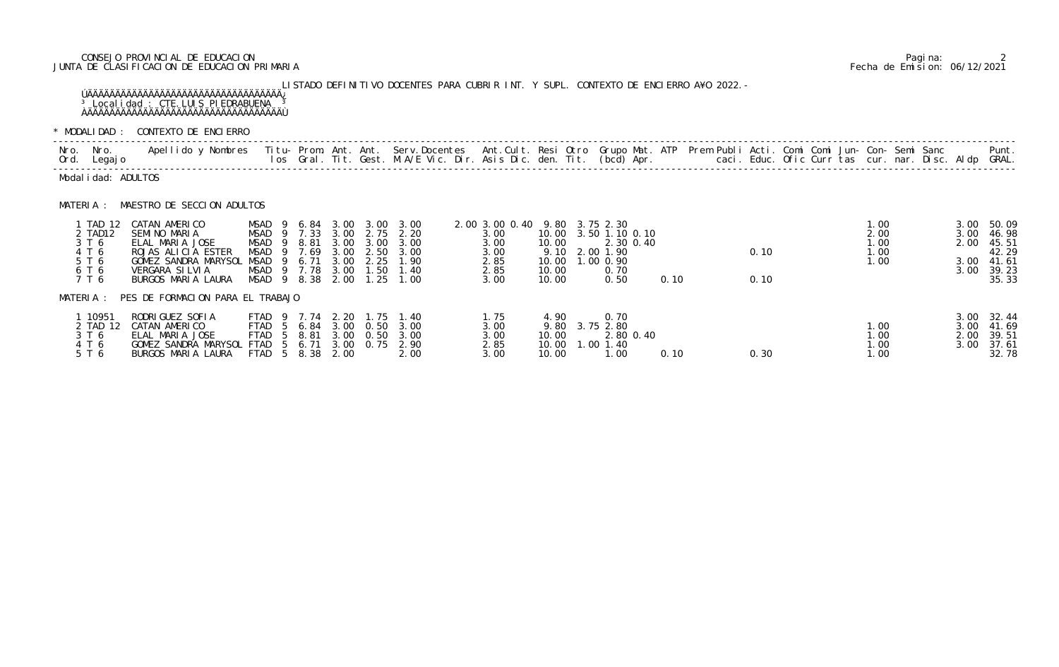CONSEJO PROVINCIAL DE EDUCACION
JUNTA DE CLASIFICACION DE EDUCACION PRIMARIA

Pagina: 2
Fecha de Emision: 06/12/2021

LISTADO DEFINITIVO DOCENTES PARA CUBRIR INT. Y SUPL. CONTEXTO DE ENCIERRO A¥O 2022.-

Localidad : CTE.LUIS PIEDRABUENA

\* MODALIDAD : CONTEXTO DE ENCIERRO

Modalidad: ADULTOS

MATERIA : MAESTRO DE SECCION ADULTOS

| Nro. Ord. | Nro. Legajo | Apellido y Nombres | Titu- los | Prom. Gral. | Ant. Tit. | Ant. Gest. | Serv.Docentes M.A/E | Vic. Dir. | Ant.Cult. | Asis | Dic. | Resi | Otro Tit. | Grupo (bcd) | Mat. Apr. | ATP | Prem | Publi caci. | Acti. Educ. | Comi Ofic | Comi Curr | Jun- tas | Con- cur. | Semi nar. | Sanc Disc. | Aldp | Punt. GRAL. |
|---|---|---|---|---|---|---|---|---|---|---|---|---|---|---|---|---|---|---|---|---|---|---|---|---|---|---|---|
| 1 | TAD 12 | CATAN AMERICO | MSAD 9 | 6.84 | 3.00 | 3.00 | 3.00 | | 2.00 | 3.00 | 0.40 | 9.80 | 3.75 | 2.30 | | | | | | | | | 1.00 | | | 3.00 | 50.09 |
| 2 | TAD12 | SEMINO MARIA | MSAD 9 | 7.33 | 3.00 | 2.75 | 2.20 | | | 3.00 | | 10.00 | 3.50 | 1.10 | 0.10 | | | | | | | | 2.00 | | | 3.00 | 46.98 |
| 3 | T 6 | ELAL MARIA JOSE | MSAD 9 | 8.81 | 3.00 | 3.00 | 3.00 | | | 3.00 | | 10.00 | | 2.30 | 0.40 | | | | | | | | 1.00 | | | 2.00 | 45.51 |
| 4 | T 6 | ROJAS ALICIA ESTER | MSAD 9 | 7.69 | 3.00 | 2.50 | 3.00 | | | 3.00 | | 9.10 | 2.00 | 1.90 | | | | | 0.10 | | | | 1.00 | | | | 42.29 |
| 5 | T 6 | GOMEZ SANDRA MARYSOL | MSAD 9 | 6.71 | 3.00 | 2.25 | 1.90 | | | 2.85 | | 10.00 | 1.00 | 0.90 | | | | | | | | | 1.00 | | | 3.00 | 41.61 |
| 6 | T 6 | VERGARA SILVIA | MSAD 9 | 7.78 | 3.00 | 1.50 | 1.40 | | | 2.85 | | 10.00 | | 0.70 | | | | | | | | | | | | 3.00 | 39.23 |
| 7 | T 6 | BURGOS MARIA LAURA | MSAD 9 | 8.38 | 2.00 | 1.25 | 1.00 | | | 3.00 | | 10.00 | | 0.50 | | 0.10 | | | 0.10 | | | | | | | | 35.33 |

MATERIA : PES DE FORMACION PARA EL TRABAJO

| Nro. Ord. | Nro. Legajo | Apellido y Nombres | Titu- los | Prom. Gral. | Ant. Tit. | Ant. Gest. | Serv.Docentes M.A/E | Vic. Dir. | Ant.Cult. | Asis | Dic. | Resi | Otro Tit. | Grupo (bcd) | Mat. Apr. | ATP | Prem | Publi caci. | Acti. Educ. | Comi Ofic | Comi Curr | Jun- tas | Con- cur. | Semi nar. | Sanc Disc. | Aldp | Punt. GRAL. |
|---|---|---|---|---|---|---|---|---|---|---|---|---|---|---|---|---|---|---|---|---|---|---|---|---|---|---|---|
| 1 | 10951 | RODRIGUEZ SOFIA | FTAD 9 | 7.74 | 2.20 | 1.75 | 1.40 | | | 1.75 | | 4.90 | | 0.70 | | | | | | | | | | | | 3.00 | 32.44 |
| 2 | TAD 12 | CATAN AMERICO | FTAD 5 | 6.84 | 3.00 | 0.50 | 3.00 | | | 3.00 | | 9.80 | 3.75 | 2.80 | | | | | | | | | 1.00 | | | 3.00 | 41.69 |
| 3 | T 6 | ELAL MARIA JOSE | FTAD 5 | 8.81 | 3.00 | 0.50 | 3.00 | | | 3.00 | | 10.00 | | 2.80 | 0.40 | | | | | | | | 1.00 | | | 2.00 | 39.51 |
| 4 | T 6 | GOMEZ SANDRA MARYSOL | FTAD 5 | 6.71 | 3.00 | 0.75 | 2.90 | | | 2.85 | | 10.00 | 1.00 | 1.40 | | | | | | | | | 1.00 | | | 3.00 | 37.61 |
| 5 | T 6 | BURGOS MARIA LAURA | FTAD 5 | 8.38 | 2.00 | | 2.00 | | | 3.00 | | 10.00 | | 1.00 | | 0.10 | | | 0.30 | | | | 1.00 | | | | 32.78 |